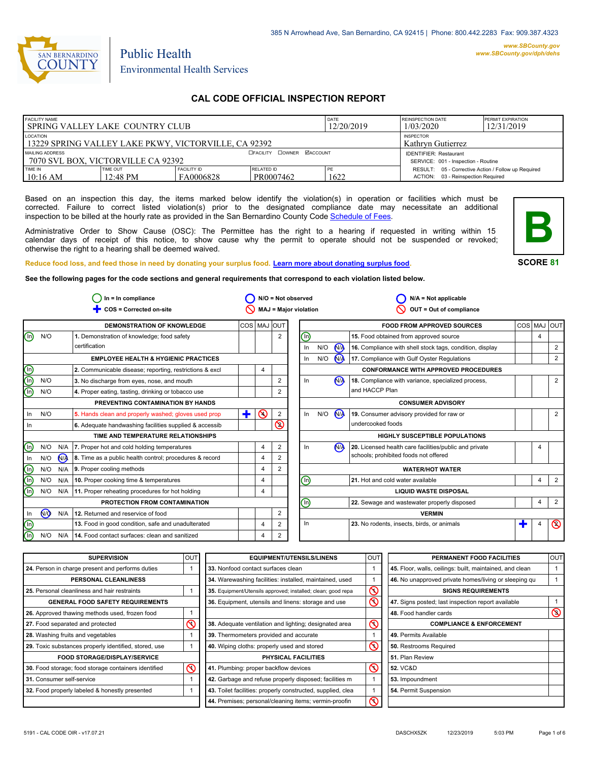385 N Arrowhead Ave, San Bernardino, CA 92415 | Phone: 800.442.2283 Fax: 909.387.4323

www.SBCounty.gov
www.SBCounty.gov/dph/dehs

SAN BERNARDINO COUNTY

Public Health
Environmental Health Services

# CAL CODE OFFICIAL INSPECTION REPORT

| FACILITY NAME | | | | DATE | REINSPECTION DATE | PERMIT EXPIRATION |
|---|---|---|---|---|---|---|
| SPRING VALLEY LAKE COUNTRY CLUB | | | | 12/20/2019 | 1/03/2020 | 12/31/2019 |
| LOCATION | | | | | INSPECTOR | |
| 13229 SPRING VALLEY LAKE PKWY, VICTORVILLE, CA 92392 | | | | | Kathryn Gutierrez | |
| MAILING ADDRESS | | ☐FACILITY ☐OWNER ☑ACCOUNT | | | IDENTIFIER: Restaurant | |
| 7070 SVL BOX, VICTORVILLE CA 92392 | | | | | SERVICE: 001 - Inspection - Routine | |
| TIME IN | TIME OUT | FACILITY ID | RELATED ID | PE | RESULT: 05 - Corrective Action / Follow up Required | |
| 10:16 AM | 12:48 PM | FA0006828 | PR0007462 | 1622 | ACTION: 03 - Reinspection Required | |

Based on an inspection this day, the items marked below identify the violation(s) in operation or facilities which must be corrected. Failure to correct listed violation(s) prior to the designated compliance date may necessitate an additional inspection to be billed at the hourly rate as provided in the San Bernardino County Code Schedule of Fees.

Administrative Order to Show Cause (OSC): The Permittee has the right to a hearing if requested in writing within 15 calendar days of receipt of this notice, to show cause why the permit to operate should not be suspended or revoked; otherwise the right to a hearing shall be deemed waived.

**B**

**SCORE 81**

Reduce food loss, and feed those in need by donating your surplus food. Learn more about donating surplus food.

**See the following pages for the code sections and general requirements that correspond to each violation listed below.**

In = In compliance; N/O = Not observed; N/A = Not applicable; COS = Corrected on-site; MAJ = Major violation; OUT = Out of compliance

| Status | | | Item | COS | MAJ | OUT |
|---|---|---|---|---|---|---|
| **DEMONSTRATION OF KNOWLEDGE** | | | | | | |
| (In) | N/O | | 1. Demonstration of knowledge; food safety certification | | | 2 |
| **EMPLOYEE HEALTH & HYGIENIC PRACTICES** | | | | | | |
| (In) | | | 2. Communicable disease; reporting, restrictions & excl | | 4 | |
| (In) | N/O | | 3. No discharge from eyes, nose, and mouth | | | 2 |
| (In) | N/O | | 4. Proper eating, tasting, drinking or tobacco use | | | 2 |
| **PREVENTING CONTAMINATION BY HANDS** | | | | | | |
| In | N/O | | 5. Hands clean and properly washed; gloves used prop | ✚ | (4) | 2 |
| In | | | 6. Adequate handwashing facilities supplied & accessib | | | (2) |
| **TIME AND TEMPERATURE RELATIONSHIPS** | | | | | | |
| (In) | N/O | N/A | 7. Proper hot and cold holding temperatures | | 4 | 2 |
| In | N/O | (N/A) | 8. Time as a public health control; procedures & record | | 4 | 2 |
| (In) | N/O | N/A | 9. Proper cooling methods | | 4 | 2 |
| (In) | N/O | N/A | 10. Proper cooking time & temperatures | | 4 | |
| (In) | N/O | N/A | 11. Proper reheating procedures for hot holding | | 4 | |
| **PROTECTION FROM CONTAMINATION** | | | | | | |
| In | (N/O) | N/A | 12. Returned and reservice of food | | | 2 |
| (In) | | | 13. Food in good condition, safe and unadulterated | | 4 | 2 |
| (In) | N/O | N/A | 14. Food contact surfaces: clean and sanitized | | 4 | 2 |
| **FOOD FROM APPROVED SOURCES** | | | | | | |
| (In) | | | 15. Food obtained from approved source | | 4 | |
| In | N/O | (N/A) | 16. Compliance with shell stock tags, condition, display | | | 2 |
| In | N/O | (N/A) | 17. Compliance with Gulf Oyster Regulations | | | 2 |
| **CONFORMANCE WITH APPROVED PROCEDURES** | | | | | | |
| In | | (N/A) | 18. Compliance with variance, specialized process, and HACCP Plan | | | 2 |
| **CONSUMER ADVISORY** | | | | | | |
| In | N/O | (N/A) | 19. Consumer advisory provided for raw or undercooked foods | | | 2 |
| **HIGHLY SUSCEPTIBLE POPULATIONS** | | | | | | |
| In | | (N/A) | 20. Licensed health care facilities/public and private schools; prohibited foods not offered | | 4 | |
| **WATER/HOT WATER** | | | | | | |
| (In) | | | 21. Hot and cold water available | | 4 | 2 |
| **LIQUID WASTE DISPOSAL** | | | | | | |
| (In) | | | 22. Sewage and wastewater properly disposed | | 4 | 2 |
| **VERMIN** | | | | | | |
| In | | | 23. No rodents, insects, birds, or animals | ✚ | 4 | (2) |

| Item | OUT |
|---|---|
| **SUPERVISION** | |
| 24. Person in charge present and performs duties | 1 |
| **PERSONAL CLEANLINESS** | |
| 25. Personal cleanliness and hair restraints | 1 |
| **GENERAL FOOD SAFETY REQUIREMENTS** | |
| 26. Approved thawing methods used, frozen food | 1 |
| 27. Food separated and protected | (1) |
| 28. Washing fruits and vegetables | 1 |
| 29. Toxic substances properly identified, stored, use | 1 |
| **FOOD STORAGE/DISPLAY/SERVICE** | |
| 30. Food storage; food storage containers identified | (1) |
| 31. Consumer self-service | 1 |
| 32. Food properly labeled & honestly presented | 1 |
| **EQUIPMENT/UTENSILS/LINENS** | |
| 33. Nonfood contact surfaces clean | 1 |
| 34. Warewashing facilities: installed, maintained, used | 1 |
| 35. Equipment/Utensils approved; installed; clean; good repa | (1) |
| 36. Equipment, utensils and linens: storage and use | (1) |
| 38. Adequate ventilation and lighting; designated area | (1) |
| 39. Thermometers provided and accurate | 1 |
| 40. Wiping cloths: properly used and stored | (1) |
| **PHYSICAL FACILITIES** | |
| 41. Plumbing: proper backflow devices | (1) |
| 42. Garbage and refuse properly disposed; facilities m | 1 |
| 43. Toilet facilities: properly constructed, supplied, clea | 1 |
| 44. Premises; personal/cleaning items; vermin-proofin | (1) |
| **PERMANENT FOOD FACILITIES** | |
| 45. Floor, walls, ceilings: built, maintained, and clean | 1 |
| 46. No unapproved private homes/living or sleeping qu | 1 |
| **SIGNS REQUIREMENTS** | |
| 47. Signs posted; last inspection report available | 1 |
| 48. Food handler cards | (3) |
| **COMPLIANCE & ENFORCEMENT** | |
| 49. Permits Available | |
| 50. Restrooms Required | |
| 51. Plan Review | |
| 52. VC&D | |
| 53. Impoundment | |
| 54. Permit Suspension | |

5191 - CAL CODE OIR - v17.07.21 DASCHX5ZK 12/23/2019 5:03 PM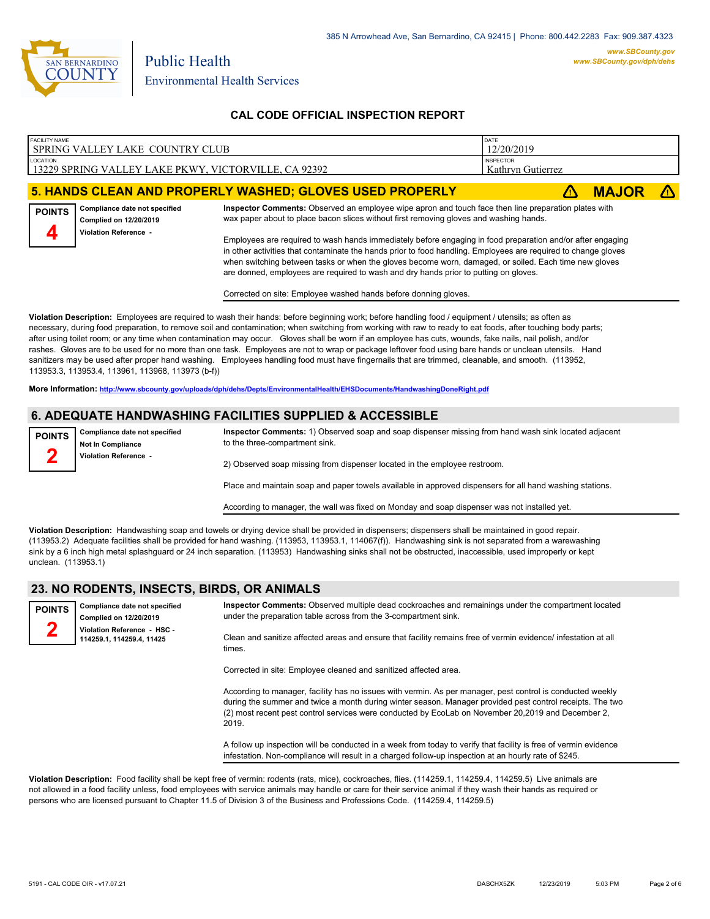385 N Arrowhead Ave, San Bernardino, CA 92415 | Phone: 800.442.2283 Fax: 909.387.4323

**www.SBCounty.gov**
**www.SBCounty.gov/dph/dehs**

Public Health
Environmental Health Services

## CAL CODE OFFICIAL INSPECTION REPORT

| FACILITY NAME | DATE |
| --- | --- |
| SPRING VALLEY LAKE COUNTRY CLUB | 12/20/2019 |
| **LOCATION** | **INSPECTOR** |
| 13229 SPRING VALLEY LAKE PKWY, VICTORVILLE, CA 92392 | Kathryn Gutierrez |

## 5. HANDS CLEAN AND PROPERLY WASHED; GLOVES USED PROPERLY ⚠ MAJOR ⚠

**POINTS 4**

**Compliance date not specified**
**Complied on 12/20/2019**
**Violation Reference -**

**Inspector Comments:** Observed an employee wipe apron and touch face then line preparation plates with wax paper about to place bacon slices without first removing gloves and washing hands.

Employees are required to wash hands immediately before engaging in food preparation and/or after engaging in other activities that contaminate the hands prior to food handling. Employees are required to change gloves when switching between tasks or when the gloves become worn, damaged, or soiled. Each time new gloves are donned, employees are required to wash and dry hands prior to putting on gloves.

Corrected on site: Employee washed hands before donning gloves.

**Violation Description:** Employees are required to wash their hands: before beginning work; before handling food / equipment / utensils; as often as necessary, during food preparation, to remove soil and contamination; when switching from working with raw to ready to eat foods, after touching body parts; after using toilet room; or any time when contamination may occur. Gloves shall be worn if an employee has cuts, wounds, fake nails, nail polish, and/or rashes. Gloves are to be used for no more than one task. Employees are not to wrap or package leftover food using bare hands or unclean utensils. Hand sanitizers may be used after proper hand washing. Employees handling food must have fingernails that are trimmed, cleanable, and smooth. (113952, 113953.3, 113953.4, 113961, 113968, 113973 (b-f))

**More Information: http://www.sbcounty.gov/uploads/dph/dehs/Depts/EnvironmentalHealth/EHSDocuments/HandwashingDoneRight.pdf**

## 6. ADEQUATE HANDWASHING FACILITIES SUPPLIED & ACCESSIBLE

**POINTS 2**

**Compliance date not specified**
**Not In Compliance**
**Violation Reference -**

**Inspector Comments:** 1) Observed soap and soap dispenser missing from hand wash sink located adjacent to the three-compartment sink.

2) Observed soap missing from dispenser located in the employee restroom.

Place and maintain soap and paper towels available in approved dispensers for all hand washing stations.

According to manager, the wall was fixed on Monday and soap dispenser was not installed yet.

**Violation Description:** Handwashing soap and towels or drying device shall be provided in dispensers; dispensers shall be maintained in good repair. (113953.2) Adequate facilities shall be provided for hand washing. (113953, 113953.1, 114067(f)). Handwashing sink is not separated from a warewashing sink by a 6 inch high metal splashguard or 24 inch separation. (113953) Handwashing sinks shall not be obstructed, inaccessible, used improperly or kept unclean. (113953.1)

## 23. NO RODENTS, INSECTS, BIRDS, OR ANIMALS

**POINTS 2**

**Compliance date not specified**
**Complied on 12/20/2019**
**Violation Reference - HSC - 114259.1, 114259.4, 11425**

**Inspector Comments:** Observed multiple dead cockroaches and remainings under the compartment located under the preparation table across from the 3-compartment sink.

Clean and sanitize affected areas and ensure that facility remains free of vermin evidence/ infestation at all times.

Corrected in site: Employee cleaned and sanitized affected area.

According to manager, facility has no issues with vermin. As per manager, pest control is conducted weekly during the summer and twice a month during winter season. Manager provided pest control receipts. The two (2) most recent pest control services were conducted by EcoLab on November 20,2019 and December 2, 2019.

A follow up inspection will be conducted in a week from today to verify that facility is free of vermin evidence infestation. Non-compliance will result in a charged follow-up inspection at an hourly rate of $245.

**Violation Description:** Food facility shall be kept free of vermin: rodents (rats, mice), cockroaches, flies. (114259.1, 114259.4, 114259.5) Live animals are not allowed in a food facility unless, food employees with service animals may handle or care for their service animal if they wash their hands as required or persons who are licensed pursuant to Chapter 11.5 of Division 3 of the Business and Professions Code. (114259.4, 114259.5)

5191 - CAL CODE OIR - v17.07.21 DASCHX5ZK 12/23/2019 5:03 PM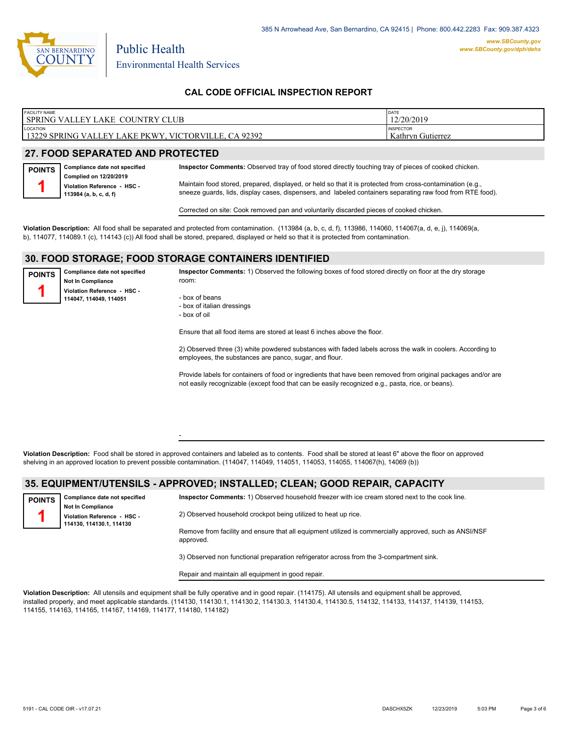San Bernardino County

Public Health
Environmental Health Services

385 N Arrowhead Ave, San Bernardino, CA 92415 | Phone: 800.442.2283 Fax: 909.387.4323
www.SBCounty.gov
www.SBCounty.gov/dph/dehs

## CAL CODE OFFICIAL INSPECTION REPORT

| FACILITY NAME | DATE |
|---|---|
| SPRING VALLEY LAKE COUNTRY CLUB | 12/20/2019 |
| **LOCATION** | **INSPECTOR** |
| 13229 SPRING VALLEY LAKE PKWY, VICTORVILLE, CA 92392 | Kathryn Gutierrez |

## 27. FOOD SEPARATED AND PROTECTED

**POINTS**
**1**

**Compliance date not specified**
**Complied on 12/20/2019**
**Violation Reference - HSC - 113984 (a, b, c, d, f)**

**Inspector Comments:** Observed tray of food stored directly touching tray of pieces of cooked chicken.

Maintain food stored, prepared, displayed, or held so that it is protected from cross-contamination (e.g., sneeze guards, lids, display cases, dispensers, and labeled containers separating raw food from RTE food).

Corrected on site: Cook removed pan and voluntarily discarded pieces of cooked chicken.

**Violation Description:** All food shall be separated and protected from contamination. (113984 (a, b, c, d, f), 113986, 114060, 114067(a, d, e, j), 114069(a, b), 114077, 114089.1 (c), 114143 (c)) All food shall be stored, prepared, displayed or held so that it is protected from contamination.

## 30. FOOD STORAGE; FOOD STORAGE CONTAINERS IDENTIFIED

**POINTS**
**1**

**Compliance date not specified**
**Not In Compliance**
**Violation Reference - HSC - 114047, 114049, 114051**

**Inspector Comments:** 1) Observed the following boxes of food stored directly on floor at the dry storage room:

- box of beans
- box of italian dressings
- box of oil

Ensure that all food items are stored at least 6 inches above the floor.

2) Observed three (3) white powdered substances with faded labels across the walk in coolers. According to employees, the substances are panco, sugar, and flour.

Provide labels for containers of food or ingredients that have been removed from original packages and/or are not easily recognizable (except food that can be easily recognized e.g., pasta, rice, or beans).

-

**Violation Description:** Food shall be stored in approved containers and labeled as to contents. Food shall be stored at least 6" above the floor on approved shelving in an approved location to prevent possible contamination. (114047, 114049, 114051, 114053, 114055, 114067(h), 14069 (b))

## 35. EQUIPMENT/UTENSILS - APPROVED; INSTALLED; CLEAN; GOOD REPAIR, CAPACITY

**POINTS**
**1**

**Compliance date not specified**
**Not In Compliance**
**Violation Reference - HSC - 114130, 114130.1, 114130**

**Inspector Comments:** 1) Observed household freezer with ice cream stored next to the cook line.

2) Observed household crockpot being utilized to heat up rice.

Remove from facility and ensure that all equipment utilized is commercially approved, such as ANSI/NSF approved.

3) Observed non functional preparation refrigerator across from the 3-compartment sink.

Repair and maintain all equipment in good repair.

**Violation Description:** All utensils and equipment shall be fully operative and in good repair. (114175). All utensils and equipment shall be approved, installed properly, and meet applicable standards. (114130, 114130.1, 114130.2, 114130.3, 114130.4, 114130.5, 114132, 114133, 114137, 114139, 114153, 114155, 114163, 114165, 114167, 114169, 114177, 114180, 114182)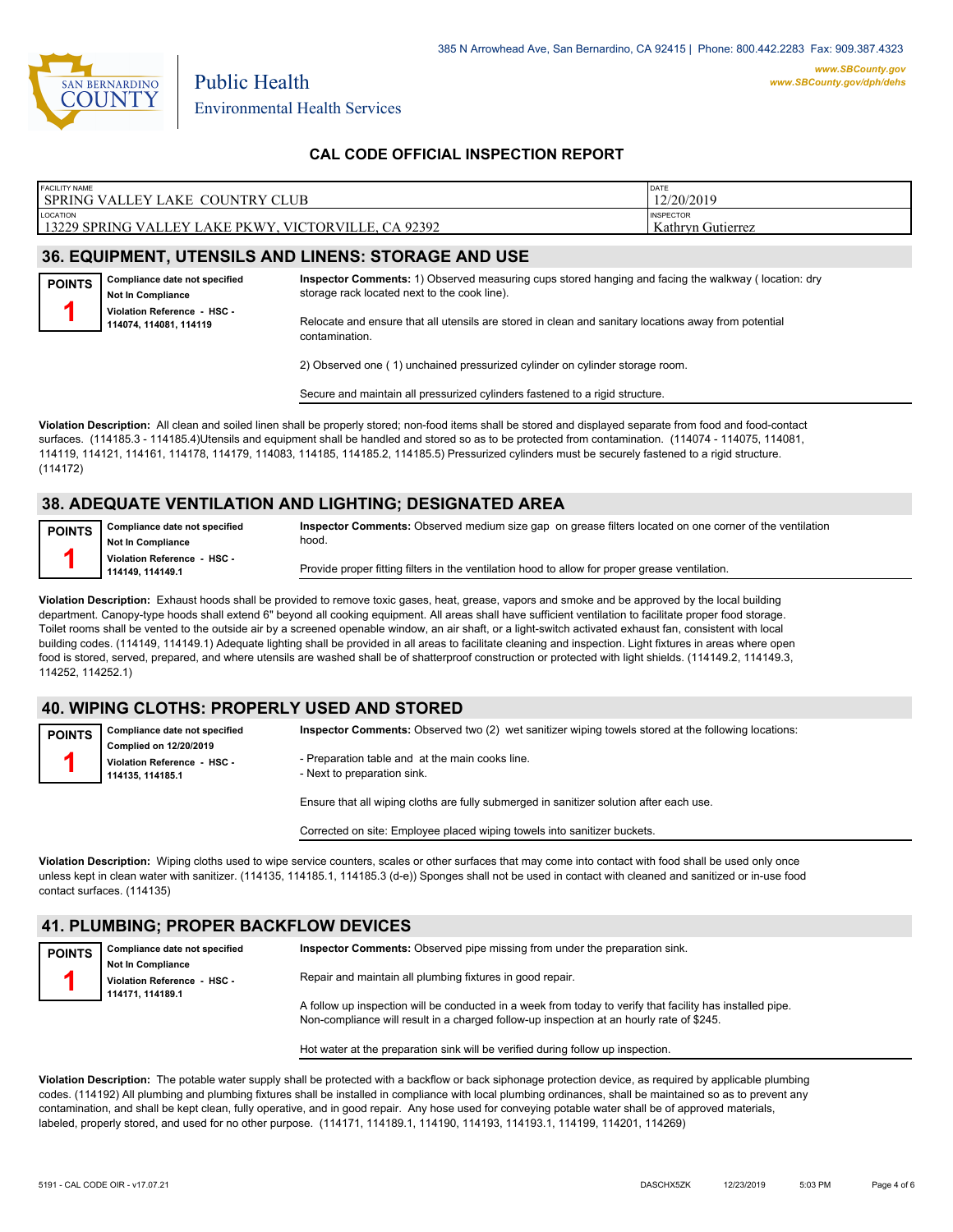## CAL CODE OFFICIAL INSPECTION REPORT

| FACILITY NAME | DATE |
| --- | --- |
| SPRING VALLEY LAKE COUNTRY CLUB | 12/20/2019 |
| **LOCATION** | **INSPECTOR** |
| 13229 SPRING VALLEY LAKE PKWY, VICTORVILLE, CA 92392 | Kathryn Gutierrez |

## 36. EQUIPMENT, UTENSILS AND LINENS: STORAGE AND USE

**POINTS 1**

**Compliance date not specified**
**Not In Compliance**
**Violation Reference - HSC - 114074, 114081, 114119**

**Inspector Comments:** 1) Observed measuring cups stored hanging and facing the walkway ( location: dry storage rack located next to the cook line).

Relocate and ensure that all utensils are stored in clean and sanitary locations away from potential contamination.

2) Observed one ( 1) unchained pressurized cylinder on cylinder storage room.

Secure and maintain all pressurized cylinders fastened to a rigid structure.

**Violation Description:** All clean and soiled linen shall be properly stored; non-food items shall be stored and displayed separate from food and food-contact surfaces. (114185.3 - 114185.4)Utensils and equipment shall be handled and stored so as to be protected from contamination. (114074 - 114075, 114081, 114119, 114121, 114161, 114178, 114179, 114083, 114185, 114185.2, 114185.5) Pressurized cylinders must be securely fastened to a rigid structure. (114172)

## 38. ADEQUATE VENTILATION AND LIGHTING; DESIGNATED AREA

**POINTS 1**

**Compliance date not specified**
**Not In Compliance**
**Violation Reference - HSC - 114149, 114149.1**

**Inspector Comments:** Observed medium size gap on grease filters located on one corner of the ventilation hood.

Provide proper fitting filters in the ventilation hood to allow for proper grease ventilation.

**Violation Description:** Exhaust hoods shall be provided to remove toxic gases, heat, grease, vapors and smoke and be approved by the local building department. Canopy-type hoods shall extend 6" beyond all cooking equipment. All areas shall have sufficient ventilation to facilitate proper food storage. Toilet rooms shall be vented to the outside air by a screened openable window, an air shaft, or a light-switch activated exhaust fan, consistent with local building codes. (114149, 114149.1) Adequate lighting shall be provided in all areas to facilitate cleaning and inspection. Light fixtures in areas where open food is stored, served, prepared, and where utensils are washed shall be of shatterproof construction or protected with light shields. (114149.2, 114149.3, 114252, 114252.1)

## 40. WIPING CLOTHS: PROPERLY USED AND STORED

**POINTS 1**

**Compliance date not specified**
**Complied on 12/20/2019**
**Violation Reference - HSC - 114135, 114185.1**

**Inspector Comments:** Observed two (2) wet sanitizer wiping towels stored at the following locations:

- Preparation table and at the main cooks line.
- Next to preparation sink.

Ensure that all wiping cloths are fully submerged in sanitizer solution after each use.

Corrected on site: Employee placed wiping towels into sanitizer buckets.

**Violation Description:** Wiping cloths used to wipe service counters, scales or other surfaces that may come into contact with food shall be used only once unless kept in clean water with sanitizer. (114135, 114185.1, 114185.3 (d-e)) Sponges shall not be used in contact with cleaned and sanitized or in-use food contact surfaces. (114135)

## 41. PLUMBING; PROPER BACKFLOW DEVICES

**POINTS 1**

**Compliance date not specified**
**Not In Compliance**
**Violation Reference - HSC - 114171, 114189.1**

**Inspector Comments:** Observed pipe missing from under the preparation sink.

Repair and maintain all plumbing fixtures in good repair.

A follow up inspection will be conducted in a week from today to verify that facility has installed pipe. Non-compliance will result in a charged follow-up inspection at an hourly rate of $245.

Hot water at the preparation sink will be verified during follow up inspection.

**Violation Description:** The potable water supply shall be protected with a backflow or back siphonage protection device, as required by applicable plumbing codes. (114192) All plumbing and plumbing fixtures shall be installed in compliance with local plumbing ordinances, shall be maintained so as to prevent any contamination, and shall be kept clean, fully operative, and in good repair. Any hose used for conveying potable water shall be of approved materials, labeled, properly stored, and used for no other purpose. (114171, 114189.1, 114190, 114193, 114193.1, 114199, 114201, 114269)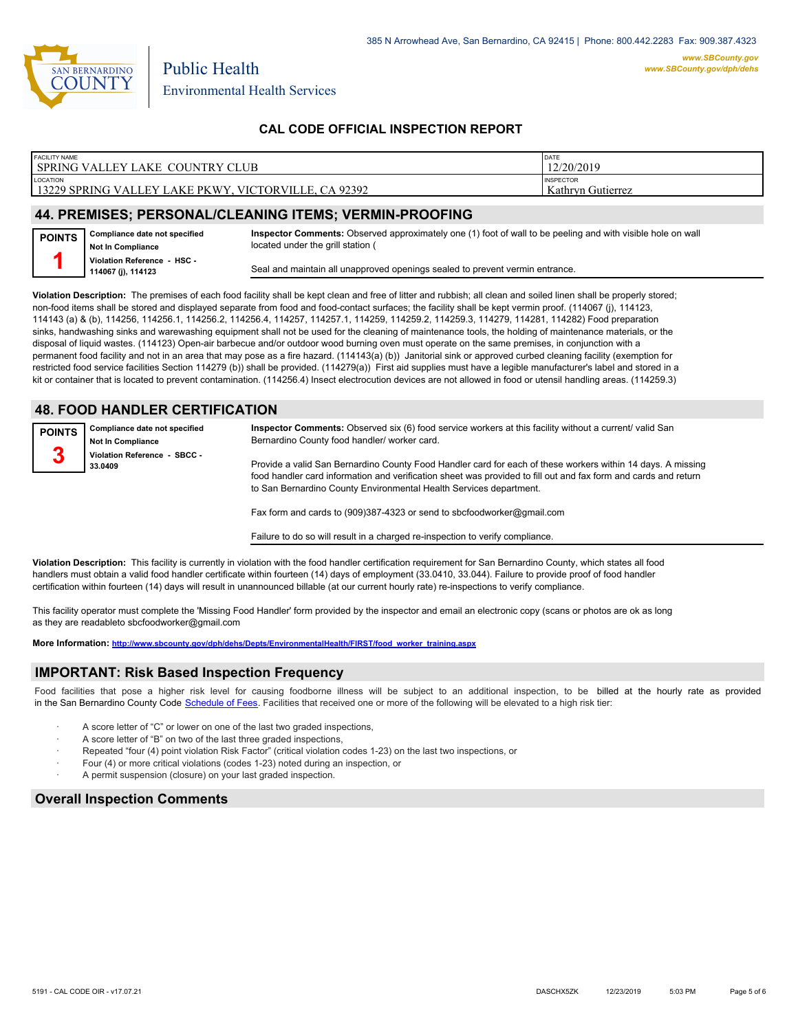385 N Arrowhead Ave, San Bernardino, CA 92415 | Phone: 800.442.2283 Fax: 909.387.4323

www.SBCounty.gov
www.SBCounty.gov/dph/dehs

Public Health
Environmental Health Services

## CAL CODE OFFICIAL INSPECTION REPORT

| FACILITY NAME | DATE |
|---|---|
| SPRING VALLEY LAKE COUNTRY CLUB | 12/20/2019 |
| **LOCATION** | **INSPECTOR** |
| 13229 SPRING VALLEY LAKE PKWY, VICTORVILLE, CA 92392 | Kathryn Gutierrez |

## 44. PREMISES; PERSONAL/CLEANING ITEMS; VERMIN-PROOFING

**POINTS 1**

**Compliance date not specified**
**Not In Compliance**
**Violation Reference - HSC - 114067 (j), 114123**

**Inspector Comments:** Observed approximately one (1) foot of wall to be peeling and with visible hole on wall located under the grill station (

Seal and maintain all unapproved openings sealed to prevent vermin entrance.

**Violation Description:** The premises of each food facility shall be kept clean and free of litter and rubbish; all clean and soiled linen shall be properly stored; non-food items shall be stored and displayed separate from food and food-contact surfaces; the facility shall be kept vermin proof. (114067 (j), 114123, 114143 (a) & (b), 114256, 114256.1, 114256.2, 114256.4, 114257, 114257.1, 114259, 114259.2, 114259.3, 114279, 114281, 114282) Food preparation sinks, handwashing sinks and warewashing equipment shall not be used for the cleaning of maintenance tools, the holding of maintenance materials, or the disposal of liquid wastes. (114123) Open-air barbecue and/or outdoor wood burning oven must operate on the same premises, in conjunction with a permanent food facility and not in an area that may pose as a fire hazard. (114143(a) (b)) Janitorial sink or approved curbed cleaning facility (exemption for restricted food service facilities Section 114279 (b)) shall be provided. (114279(a)) First aid supplies must have a legible manufacturer's label and stored in a kit or container that is located to prevent contamination. (114256.4) Insect electrocution devices are not allowed in food or utensil handling areas. (114259.3)

## 48. FOOD HANDLER CERTIFICATION

**POINTS 3**

**Compliance date not specified**
**Not In Compliance**
**Violation Reference - SBCC - 33.0409**

**Inspector Comments:** Observed six (6) food service workers at this facility without a current/ valid San Bernardino County food handler/ worker card.

Provide a valid San Bernardino County Food Handler card for each of these workers within 14 days. A missing food handler card information and verification sheet was provided to fill out and fax form and cards and return to San Bernardino County Environmental Health Services department.

Fax form and cards to (909)387-4323 or send to sbcfoodworker@gmail.com

Failure to do so will result in a charged re-inspection to verify compliance.

**Violation Description:** This facility is currently in violation with the food handler certification requirement for San Bernardino County, which states all food handlers must obtain a valid food handler certificate within fourteen (14) days of employment (33.0410, 33.044). Failure to provide proof of food handler certification within fourteen (14) days will result in unannounced billable (at our current hourly rate) re-inspections to verify compliance.

This facility operator must complete the 'Missing Food Handler' form provided by the inspector and email an electronic copy (scans or photos are ok as long as they are readableto sbcfoodworker@gmail.com

**More Information:** http://www.sbcounty.gov/dph/dehs/Depts/EnvironmentalHealth/FIRST/food_worker_training.aspx

## IMPORTANT: Risk Based Inspection Frequency

Food facilities that pose a higher risk level for causing foodborne illness will be subject to an additional inspection, to be billed at the hourly rate as provided in the San Bernardino County Code Schedule of Fees. Facilities that received one or more of the following will be elevated to a high risk tier:

- A score letter of "C" or lower on one of the last two graded inspections,
- A score letter of "B" on two of the last three graded inspections,
- Repeated "four (4) point violation Risk Factor" (critical violation codes 1-23) on the last two inspections, or
- Four (4) or more critical violations (codes 1-23) noted during an inspection, or
- A permit suspension (closure) on your last graded inspection.

## Overall Inspection Comments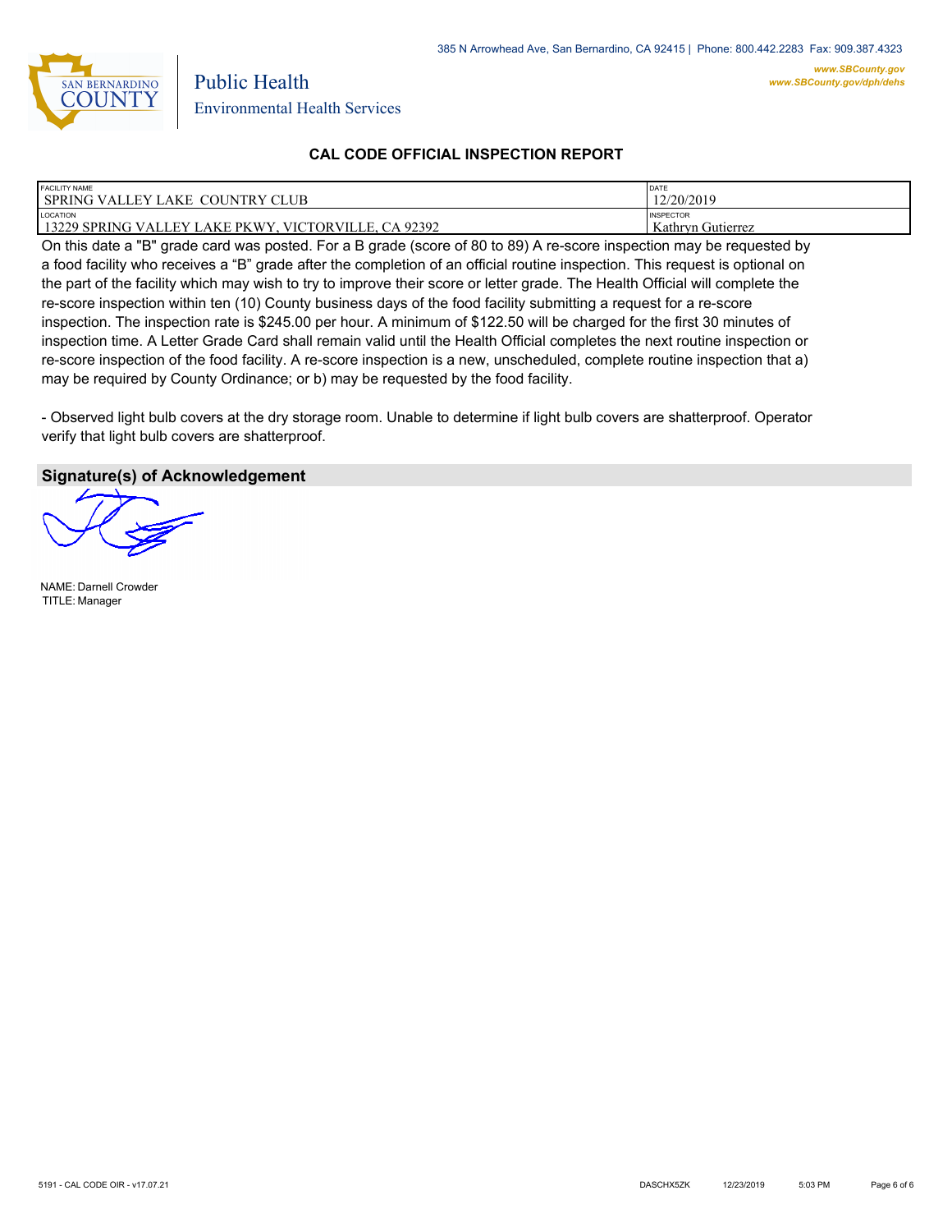385 N Arrowhead Ave, San Bernardino, CA 92415 | Phone: 800.442.2283 Fax: 909.387.4323

www.SBCounty.gov
www.SBCounty.gov/dph/dehs

SAN BERNARDINO COUNTY

Public Health
Environmental Health Services

## CAL CODE OFFICIAL INSPECTION REPORT

| FACILITY NAME | DATE |
|---|---|
| SPRING VALLEY LAKE COUNTRY CLUB | 12/20/2019 |
| **LOCATION** | **INSPECTOR** |
| 13229 SPRING VALLEY LAKE PKWY, VICTORVILLE, CA 92392 | Kathryn Gutierrez |

On this date a "B" grade card was posted. For a B grade (score of 80 to 89) A re-score inspection may be requested by a food facility who receives a "B" grade after the completion of an official routine inspection. This request is optional on the part of the facility which may wish to try to improve their score or letter grade. The Health Official will complete the re-score inspection within ten (10) County business days of the food facility submitting a request for a re-score inspection. The inspection rate is $245.00 per hour. A minimum of $122.50 will be charged for the first 30 minutes of inspection time. A Letter Grade Card shall remain valid until the Health Official completes the next routine inspection or re-score inspection of the food facility. A re-score inspection is a new, unscheduled, complete routine inspection that a) may be required by County Ordinance; or b) may be requested by the food facility.

- Observed light bulb covers at the dry storage room. Unable to determine if light bulb covers are shatterproof. Operator verify that light bulb covers are shatterproof.

### Signature(s) of Acknowledgement

NAME: Darnell Crowder
TITLE: Manager

5191 - CAL CODE OIR - v17.07.21 DASCHX5ZK 12/23/2019 5:03 PM